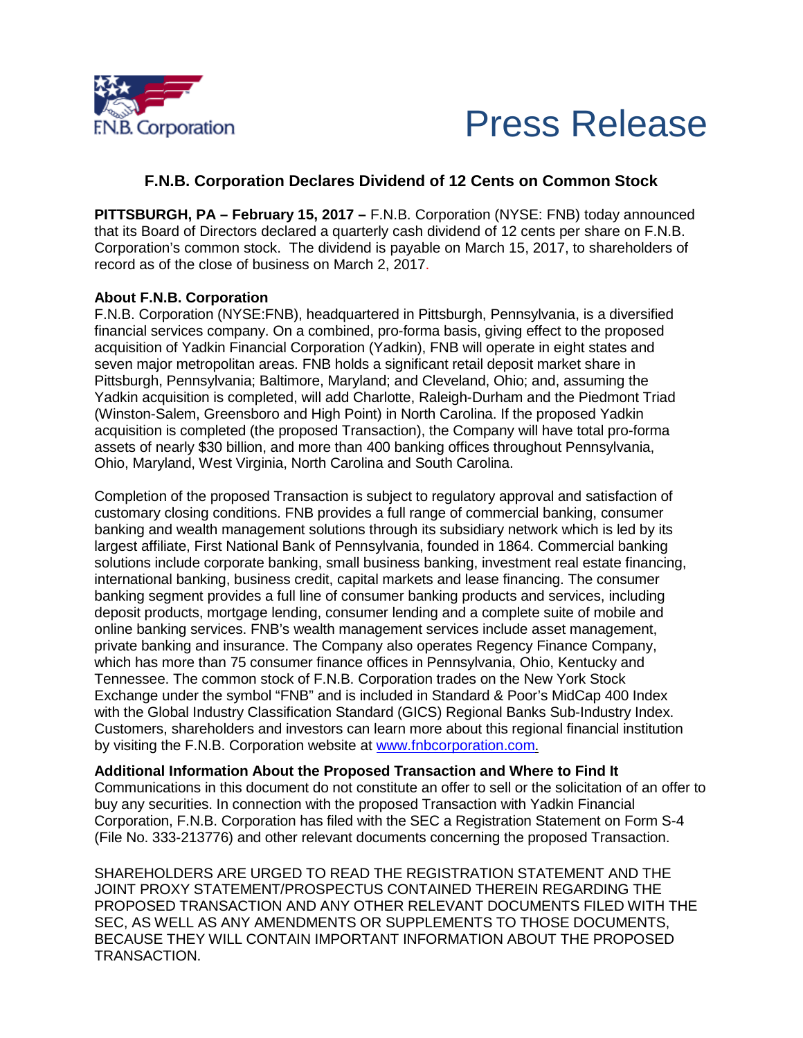F.N.B. Corporation

# Press Release

## F.N.B. Corporation Declares Dividend of 12 Cents on Common Stock

**PITTSBURGH, PA – February 15, 2017 –** F.N.B. Corporation (NYSE: FNB) today announced that its Board of Directors declared a quarterly cash dividend of 12 cents per share on F.N.B. Corporation's common stock. The dividend is payable on March 15, 2017, to shareholders of record as of the close of business on March 2, 2017.

**About F.N.B. Corporation**

F.N.B. Corporation (NYSE:FNB), headquartered in Pittsburgh, Pennsylvania, is a diversified financial services company. On a combined, pro-forma basis, giving effect to the proposed acquisition of Yadkin Financial Corporation (Yadkin), FNB will operate in eight states and seven major metropolitan areas. FNB holds a significant retail deposit market share in Pittsburgh, Pennsylvania; Baltimore, Maryland; and Cleveland, Ohio; and, assuming the Yadkin acquisition is completed, will add Charlotte, Raleigh-Durham and the Piedmont Triad (Winston-Salem, Greensboro and High Point) in North Carolina. If the proposed Yadkin acquisition is completed (the proposed Transaction), the Company will have total pro-forma assets of nearly $30 billion, and more than 400 banking offices throughout Pennsylvania, Ohio, Maryland, West Virginia, North Carolina and South Carolina.

Completion of the proposed Transaction is subject to regulatory approval and satisfaction of customary closing conditions. FNB provides a full range of commercial banking, consumer banking and wealth management solutions through its subsidiary network which is led by its largest affiliate, First National Bank of Pennsylvania, founded in 1864. Commercial banking solutions include corporate banking, small business banking, investment real estate financing, international banking, business credit, capital markets and lease financing. The consumer banking segment provides a full line of consumer banking products and services, including deposit products, mortgage lending, consumer lending and a complete suite of mobile and online banking services. FNB's wealth management services include asset management, private banking and insurance. The Company also operates Regency Finance Company, which has more than 75 consumer finance offices in Pennsylvania, Ohio, Kentucky and Tennessee. The common stock of F.N.B. Corporation trades on the New York Stock Exchange under the symbol "FNB" and is included in Standard & Poor's MidCap 400 Index with the Global Industry Classification Standard (GICS) Regional Banks Sub-Industry Index. Customers, shareholders and investors can learn more about this regional financial institution by visiting the F.N.B. Corporation website at www.fnbcorporation.com.

**Additional Information About the Proposed Transaction and Where to Find It**

Communications in this document do not constitute an offer to sell or the solicitation of an offer to buy any securities. In connection with the proposed Transaction with Yadkin Financial Corporation, F.N.B. Corporation has filed with the SEC a Registration Statement on Form S-4 (File No. 333-213776) and other relevant documents concerning the proposed Transaction.

SHAREHOLDERS ARE URGED TO READ THE REGISTRATION STATEMENT AND THE JOINT PROXY STATEMENT/PROSPECTUS CONTAINED THEREIN REGARDING THE PROPOSED TRANSACTION AND ANY OTHER RELEVANT DOCUMENTS FILED WITH THE SEC, AS WELL AS ANY AMENDMENTS OR SUPPLEMENTS TO THOSE DOCUMENTS, BECAUSE THEY WILL CONTAIN IMPORTANT INFORMATION ABOUT THE PROPOSED TRANSACTION.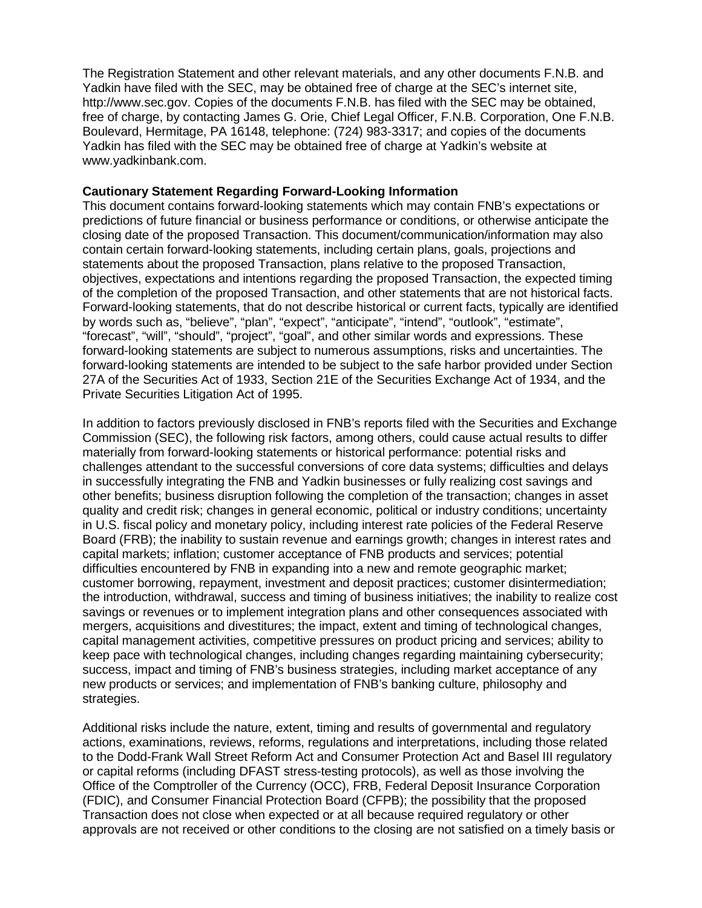The Registration Statement and other relevant materials, and any other documents F.N.B. and Yadkin have filed with the SEC, may be obtained free of charge at the SEC's internet site, http://www.sec.gov. Copies of the documents F.N.B. has filed with the SEC may be obtained, free of charge, by contacting James G. Orie, Chief Legal Officer, F.N.B. Corporation, One F.N.B. Boulevard, Hermitage, PA 16148, telephone: (724) 983-3317; and copies of the documents Yadkin has filed with the SEC may be obtained free of charge at Yadkin's website at www.yadkinbank.com.

**Cautionary Statement Regarding Forward-Looking Information**

This document contains forward-looking statements which may contain FNB's expectations or predictions of future financial or business performance or conditions, or otherwise anticipate the closing date of the proposed Transaction. This document/communication/information may also contain certain forward-looking statements, including certain plans, goals, projections and statements about the proposed Transaction, plans relative to the proposed Transaction, objectives, expectations and intentions regarding the proposed Transaction, the expected timing of the completion of the proposed Transaction, and other statements that are not historical facts. Forward-looking statements, that do not describe historical or current facts, typically are identified by words such as, "believe", "plan", "expect", "anticipate", "intend", "outlook", "estimate", "forecast", "will", "should", "project", "goal", and other similar words and expressions. These forward-looking statements are subject to numerous assumptions, risks and uncertainties. The forward-looking statements are intended to be subject to the safe harbor provided under Section 27A of the Securities Act of 1933, Section 21E of the Securities Exchange Act of 1934, and the Private Securities Litigation Act of 1995.

In addition to factors previously disclosed in FNB's reports filed with the Securities and Exchange Commission (SEC), the following risk factors, among others, could cause actual results to differ materially from forward-looking statements or historical performance: potential risks and challenges attendant to the successful conversions of core data systems; difficulties and delays in successfully integrating the FNB and Yadkin businesses or fully realizing cost savings and other benefits; business disruption following the completion of the transaction; changes in asset quality and credit risk; changes in general economic, political or industry conditions; uncertainty in U.S. fiscal policy and monetary policy, including interest rate policies of the Federal Reserve Board (FRB); the inability to sustain revenue and earnings growth; changes in interest rates and capital markets; inflation; customer acceptance of FNB products and services; potential difficulties encountered by FNB in expanding into a new and remote geographic market; customer borrowing, repayment, investment and deposit practices; customer disintermediation; the introduction, withdrawal, success and timing of business initiatives; the inability to realize cost savings or revenues or to implement integration plans and other consequences associated with mergers, acquisitions and divestitures; the impact, extent and timing of technological changes, capital management activities, competitive pressures on product pricing and services; ability to keep pace with technological changes, including changes regarding maintaining cybersecurity; success, impact and timing of FNB's business strategies, including market acceptance of any new products or services; and implementation of FNB's banking culture, philosophy and strategies.

Additional risks include the nature, extent, timing and results of governmental and regulatory actions, examinations, reviews, reforms, regulations and interpretations, including those related to the Dodd-Frank Wall Street Reform Act and Consumer Protection Act and Basel III regulatory or capital reforms (including DFAST stress-testing protocols), as well as those involving the Office of the Comptroller of the Currency (OCC), FRB, Federal Deposit Insurance Corporation (FDIC), and Consumer Financial Protection Board (CFPB); the possibility that the proposed Transaction does not close when expected or at all because required regulatory or other approvals are not received or other conditions to the closing are not satisfied on a timely basis or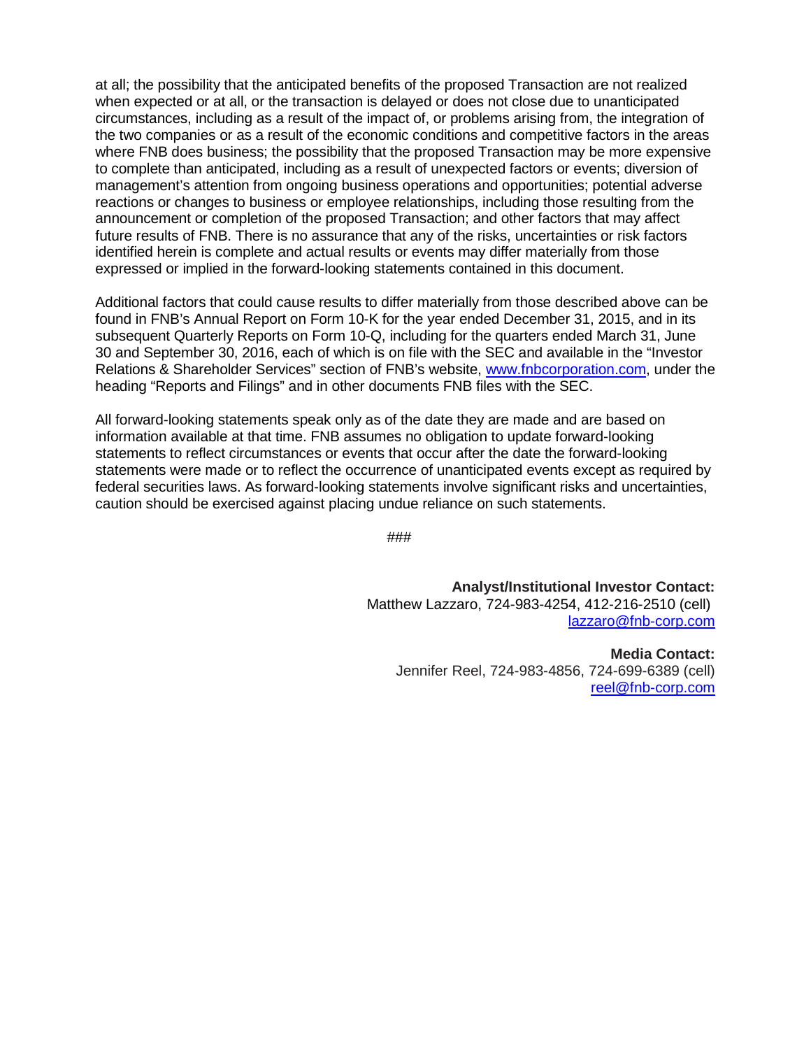at all; the possibility that the anticipated benefits of the proposed Transaction are not realized when expected or at all, or the transaction is delayed or does not close due to unanticipated circumstances, including as a result of the impact of, or problems arising from, the integration of the two companies or as a result of the economic conditions and competitive factors in the areas where FNB does business; the possibility that the proposed Transaction may be more expensive to complete than anticipated, including as a result of unexpected factors or events; diversion of management's attention from ongoing business operations and opportunities; potential adverse reactions or changes to business or employee relationships, including those resulting from the announcement or completion of the proposed Transaction; and other factors that may affect future results of FNB. There is no assurance that any of the risks, uncertainties or risk factors identified herein is complete and actual results or events may differ materially from those expressed or implied in the forward-looking statements contained in this document.

Additional factors that could cause results to differ materially from those described above can be found in FNB's Annual Report on Form 10-K for the year ended December 31, 2015, and in its subsequent Quarterly Reports on Form 10-Q, including for the quarters ended March 31, June 30 and September 30, 2016, each of which is on file with the SEC and available in the "Investor Relations & Shareholder Services" section of FNB's website, www.fnbcorporation.com, under the heading "Reports and Filings" and in other documents FNB files with the SEC.

All forward-looking statements speak only as of the date they are made and are based on information available at that time. FNB assumes no obligation to update forward-looking statements to reflect circumstances or events that occur after the date the forward-looking statements were made or to reflect the occurrence of unanticipated events except as required by federal securities laws. As forward-looking statements involve significant risks and uncertainties, caution should be exercised against placing undue reliance on such statements.

###

**Analyst/Institutional Investor Contact:**
Matthew Lazzaro, 724-983-4254, 412-216-2510 (cell)
lazzaro@fnb-corp.com

**Media Contact:**
Jennifer Reel, 724-983-4856, 724-699-6389 (cell)
reel@fnb-corp.com